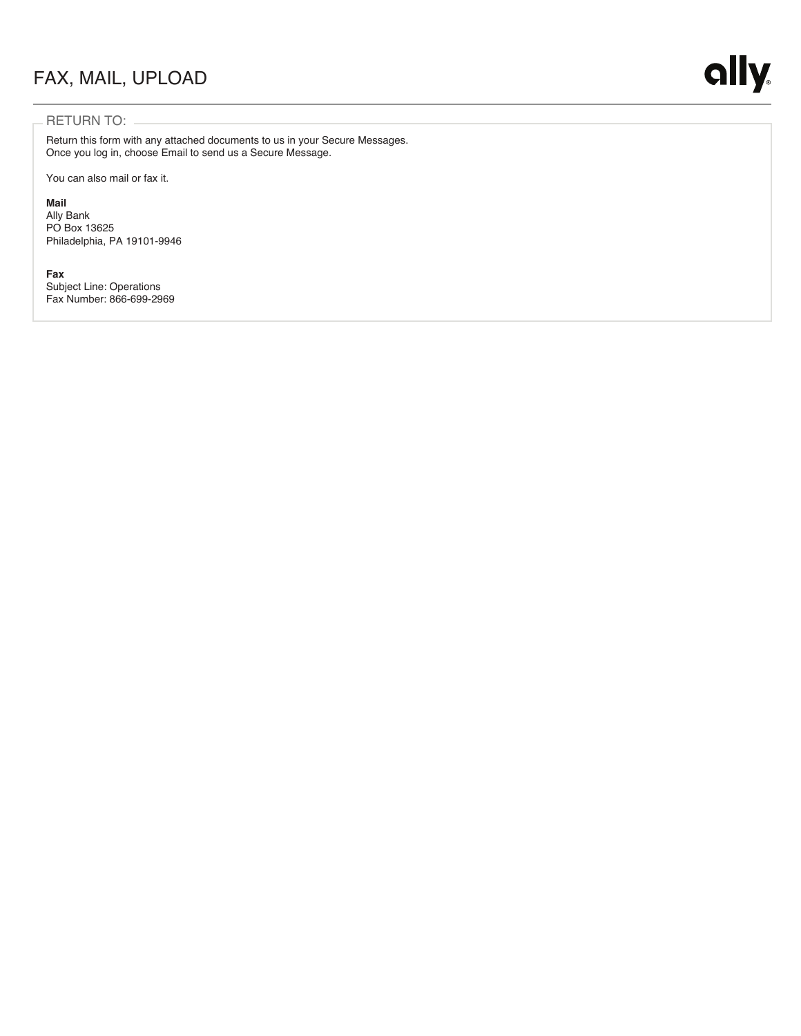# FAX, MAIL, UPLOAD

## RETURN TO:

Return this form with any attached documents to us in your Secure Messages.
Once you log in, choose Email to send us a Secure Message.

You can also mail or fax it.

**Mail**
Ally Bank
PO Box 13625
Philadelphia, PA 19101-9946

**Fax**
Subject Line: Operations
Fax Number: 866-699-2969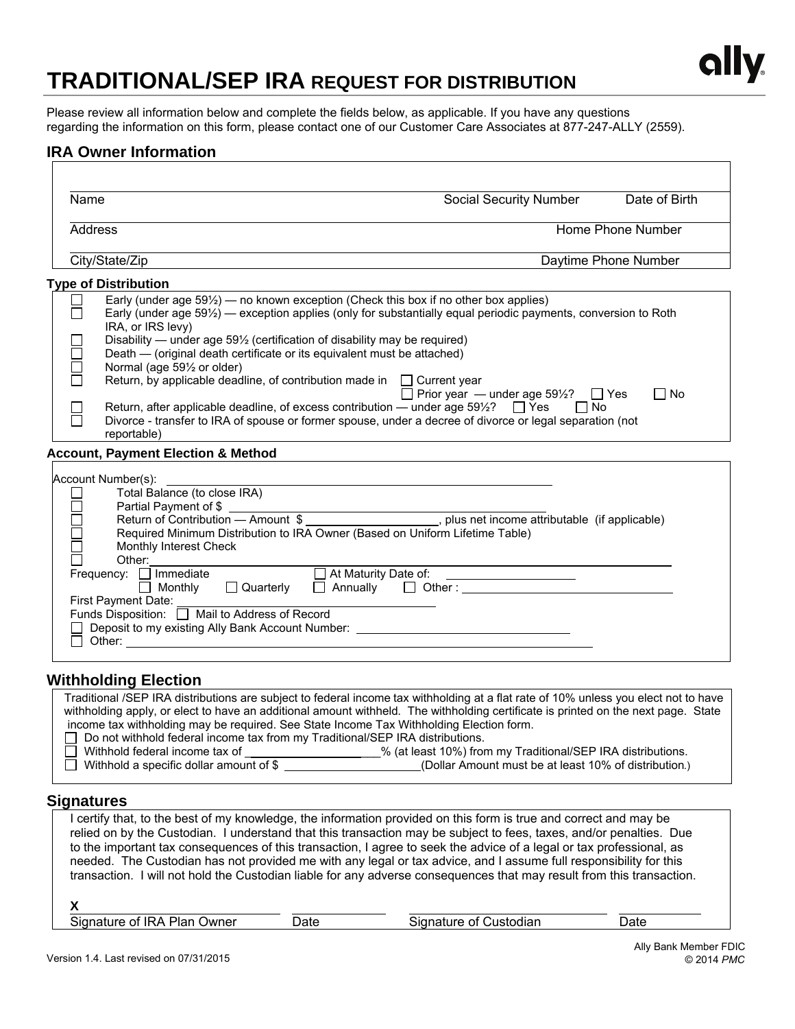# TRADITIONAL/SEP IRA REQUEST FOR DISTRIBUTION

ally

Please review all information below and complete the fields below, as applicable. If you have any questions regarding the information on this form, please contact one of our Customer Care Associates at 877-247-ALLY (2559).

## IRA Owner Information

Name ______________________ Social Security Number __________ Date of Birth __________

Address ______________________ Home Phone Number __________

City/State/Zip ______________________ Daytime Phone Number __________

### Type of Distribution

- ☐ Early (under age 59½) — no known exception (Check this box if no other box applies)
- ☐ Early (under age 59½) — exception applies (only for substantially equal periodic payments, conversion to Roth IRA, or IRS levy)
- ☐ Disability — under age 59½ (certification of disability may be required)
- ☐ Death — (original death certificate or its equivalent must be attached)
- ☐ Normal (age 59½ or older)
- ☐ Return, by applicable deadline, of contribution made in ☐ Current year ☐ Prior year — under age 59½? ☐ Yes ☐ No
- ☐ Return, after applicable deadline, of excess contribution — under age 59½? ☐ Yes ☐ No
- ☐ Divorce - transfer to IRA of spouse or former spouse, under a decree of divorce or legal separation (not reportable)

### Account, Payment Election & Method

Account Number(s): ______________________

- ☐ Total Balance (to close IRA)
- ☐ Partial Payment of $ __________
- ☐ Return of Contribution — Amount $ __________, plus net income attributable (if applicable)
- ☐ Required Minimum Distribution to IRA Owner (Based on Uniform Lifetime Table)
- ☐ Monthly Interest Check
- ☐ Other: __________

Frequency: ☐ Immediate ☐ At Maturity Date of: __________
☐ Monthly ☐ Quarterly ☐ Annually ☐ Other : __________

First Payment Date: __________

Funds Disposition: ☐ Mail to Address of Record
☐ Deposit to my existing Ally Bank Account Number: __________
☐ Other: __________

## Withholding Election

Traditional /SEP IRA distributions are subject to federal income tax withholding at a flat rate of 10% unless you elect not to have withholding apply, or elect to have an additional amount withheld. The withholding certificate is printed on the next page. State income tax withholding may be required. See State Income Tax Withholding Election form.

- ☐ Do not withhold federal income tax from my Traditional/SEP IRA distributions.
- ☐ Withhold federal income tax of __________% (at least 10%) from my Traditional/SEP IRA distributions.
- ☐ Withhold a specific dollar amount of $ __________(Dollar Amount must be at least 10% of distribution.)

## Signatures

I certify that, to the best of my knowledge, the information provided on this form is true and correct and may be relied on by the Custodian. I understand that this transaction may be subject to fees, taxes, and/or penalties. Due to the important tax consequences of this transaction, I agree to seek the advice of a legal or tax professional, as needed. The Custodian has not provided me with any legal or tax advice, and I assume full responsibility for this transaction. I will not hold the Custodian liable for any adverse consequences that may result from this transaction.

X ______________________ __________ ______________________ __________
Signature of IRA Plan Owner Date Signature of Custodian Date

Version 1.4. Last revised on 07/31/2015

Ally Bank Member FDIC
© 2014 *PMC*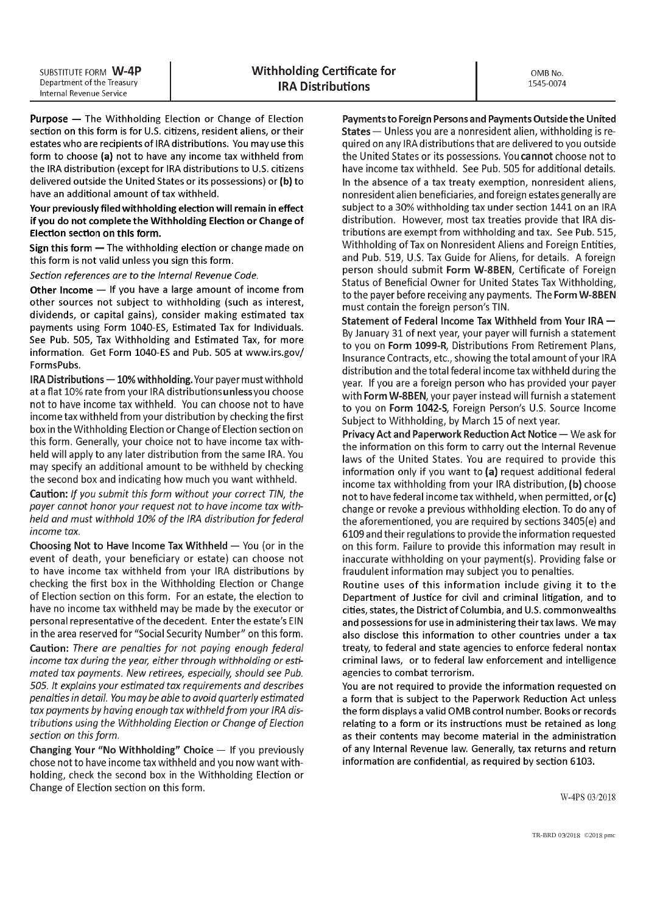SUBSTITUTE FORM **W-4P**
Department of the Treasury
Internal Revenue Service

# Withholding Certificate for IRA Distributions

OMB No. 1545-0074

**Purpose —** The Withholding Election or Change of Election section on this form is for U.S. citizens, resident aliens, or their estates who are recipients of IRA distributions. You may use this form to choose **(a)** not to have any income tax withheld from the IRA distribution (except for IRA distributions to U.S. citizens delivered outside the United States or its possessions) or **(b)** to have an additional amount of tax withheld.

**Your previously filed withholding election will remain in effect if you do not complete the Withholding Election or Change of Election section on this form.**

**Sign this form —** The withholding election or change made on this form is not valid unless you sign this form.

*Section references are to the Internal Revenue Code.*

**Other Income —** If you have a large amount of income from other sources not subject to withholding (such as interest, dividends, or capital gains), consider making estimated tax payments using Form 1040-ES, Estimated Tax for Individuals. See Pub. 505, Tax Withholding and Estimated Tax, for more information. Get Form 1040-ES and Pub. 505 at www.irs.gov/FormsPubs.

**IRA Distributions — 10% withholding.** Your payer must withhold at a flat 10% rate from your IRA distributions **unless** you choose not to have income tax withheld. You can choose not to have income tax withheld from your distribution by checking the first box in the Withholding Election or Change of Election section on this form. Generally, your choice not to have income tax withheld will apply to any later distribution from the same IRA. You may specify an additional amount to be withheld by checking the second box and indicating how much you want withheld.

**Caution:** *If you submit this form without your correct TIN, the payer cannot honor your request not to have income tax withheld and must withhold 10% of the IRA distribution for federal income tax.*

**Choosing Not to Have Income Tax Withheld —** You (or in the event of death, your beneficiary or estate) can choose not to have income tax withheld from your IRA distributions by checking the first box in the Withholding Election or Change of Election section on this form. For an estate, the election to have no income tax withheld may be made by the executor or personal representative of the decedent. Enter the estate's EIN in the area reserved for "Social Security Number" on this form.

**Caution:** *There are penalties for not paying enough federal income tax during the year, either through withholding or estimated tax payments. New retirees, especially, should see Pub. 505. It explains your estimated tax requirements and describes penalties in detail. You may be able to avoid quarterly estimated tax payments by having enough tax withheld from your IRA distributions using the Withholding Election or Change of Election section on this form.*

**Changing Your "No Withholding" Choice —** If you previously chose not to have income tax withheld and you now want withholding, check the second box in the Withholding Election or Change of Election section on this form.

**Payments to Foreign Persons and Payments Outside the United States —** Unless you are a nonresident alien, withholding is required on any IRA distributions that are delivered to you outside the United States or its possessions. You **cannot** choose not to have income tax withheld. See Pub. 505 for additional details. In the absence of a tax treaty exemption, nonresident aliens, nonresident alien beneficiaries, and foreign estates generally are subject to a 30% withholding tax under section 1441 on an IRA distribution. However, most tax treaties provide that IRA distributions are exempt from withholding and tax. See Pub. 515, Withholding of Tax on Nonresident Aliens and Foreign Entities, and Pub. 519, U.S. Tax Guide for Aliens, for details. A foreign person should submit **Form W-8BEN**, Certificate of Foreign Status of Beneficial Owner for United States Tax Withholding, to the payer before receiving any payments. The **Form W-8BEN** must contain the foreign person's TIN.

**Statement of Federal Income Tax Withheld from Your IRA —** By January 31 of next year, your payer will furnish a statement to you on **Form 1099-R**, Distributions From Retirement Plans, Insurance Contracts, etc., showing the total amount of your IRA distribution and the total federal income tax withheld during the year. If you are a foreign person who has provided your payer with **Form W-8BEN**, your payer instead will furnish a statement to you on **Form 1042-S**, Foreign Person's U.S. Source Income Subject to Withholding, by March 15 of next year.

**Privacy Act and Paperwork Reduction Act Notice —** We ask for the information on this form to carry out the Internal Revenue laws of the United States. You are required to provide this information only if you want to **(a)** request additional federal income tax withholding from your IRA distribution, **(b)** choose not to have federal income tax withheld, when permitted, or **(c)** change or revoke a previous withholding election. To do any of the aforementioned, you are required by sections 3405(e) and 6109 and their regulations to provide the information requested on this form. Failure to provide this information may result in inaccurate withholding on your payment(s). Providing false or fraudulent information may subject you to penalties.

Routine uses of this information include giving it to the Department of Justice for civil and criminal litigation, and to cities, states, the District of Columbia, and U.S. commonwealths and possessions for use in administering their tax laws. We may also disclose this information to other countries under a tax treaty, to federal and state agencies to enforce federal nontax criminal laws, or to federal law enforcement and intelligence agencies to combat terrorism.

You are not required to provide the information requested on a form that is subject to the Paperwork Reduction Act unless the form displays a valid OMB control number. Books or records relating to a form or its instructions must be retained as long as their contents may become material in the administration of any Internal Revenue law. Generally, tax returns and return information are confidential, as required by section 6103.

W-4PS 03/2018

TR-BRD 03/2018 ©2018 pmc